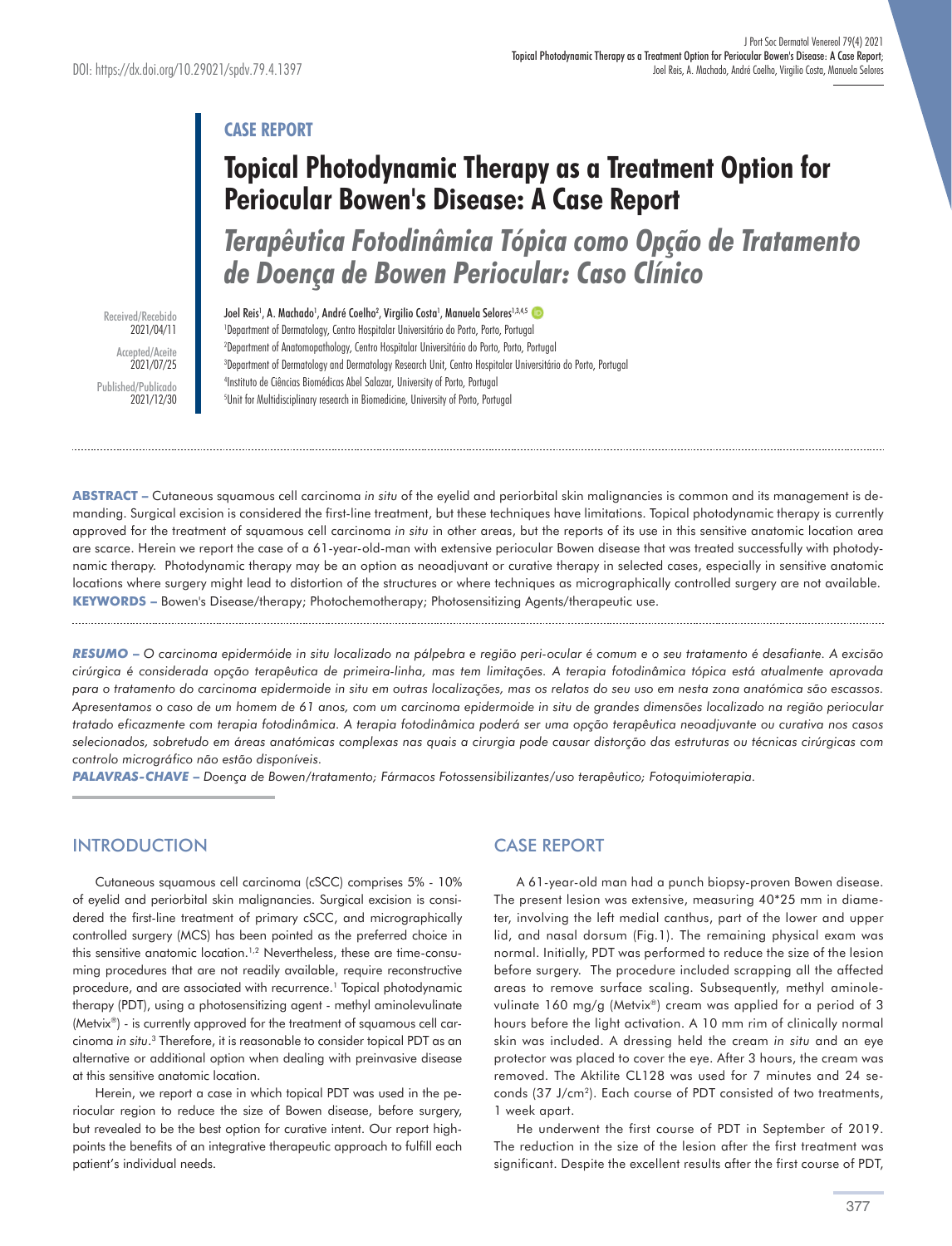DOI: https://dx.doi.org/10.29021/spdv.79.4.1397

**CASE REPORT**

# Topical Photodynamic Therapy as a Treatment Option for Periocular Bowen's Disease: A Case Report

## *Terapêutica Fotodinâmica Tópica como Opção de Tratamento de Doença de Bowen Periocular: Caso Clínico*

Received/Recebido 2021/04/11
Accepted/Aceite 2021/07/25
Published/Publicado 2021/12/30

Joel Reis[1], A. Machado[1], André Coelho[2], Virgílio Costa[1], Manuela Selores[1,3,4,5]

[1]Department of Dermatology, Centro Hospitalar Universitário do Porto, Porto, Portugal
[2]Department of Anatomopathology, Centro Hospitalar Universitário do Porto, Porto, Portugal
[3]Department of Dermatology and Dermatology Research Unit, Centro Hospitalar Universitário do Porto, Portugal
[4]Instituto de Ciências Biomédicas Abel Salazar, University of Porto, Portugal
[5]Unit for Multidisciplinary research in Biomedicine, University of Porto, Portugal

**ABSTRACT –** Cutaneous squamous cell carcinoma *in situ* of the eyelid and periorbital skin malignancies is common and its management is demanding. Surgical excision is considered the first-line treatment, but these techniques have limitations. Topical photodynamic therapy is currently approved for the treatment of squamous cell carcinoma *in situ* in other areas, but the reports of its use in this sensitive anatomic location area are scarce. Herein we report the case of a 61-year-old-man with extensive periocular Bowen disease that was treated successfully with photodynamic therapy. Photodynamic therapy may be an option as neoadjuvant or curative therapy in selected cases, especially in sensitive anatomic locations where surgery might lead to distortion of the structures or where techniques as micrographically controlled surgery are not available.
**KEYWORDS –** Bowen's Disease/therapy; Photochemotherapy; Photosensitizing Agents/therapeutic use.

***RESUMO –** O carcinoma epidermóide in situ localizado na pálpebra e região peri-ocular é comum e o seu tratamento é desafiante. A excisão cirúrgica é considerada opção terapêutica de primeira-linha, mas tem limitações. A terapia fotodinâmica tópica está atualmente aprovada para o tratamento do carcinoma epidermoide in situ em outras localizações, mas os relatos do seu uso em nesta zona anatómica são escassos. Apresentamos o caso de um homem de 61 anos, com um carcinoma epidermoide in situ de grandes dimensões localizado na região periocular tratado eficazmente com terapia fotodinâmica. A terapia fotodinâmica poderá ser uma opção terapêutica neoadjuvante ou curativa nos casos selecionados, sobretudo em áreas anatómicas complexas nas quais a cirurgia pode causar distorção das estruturas ou técnicas cirúrgicas com controlo micrográfico não estão disponíveis.*
***PALAVRAS-CHAVE –** Doença de Bowen/tratamento; Fármacos Fotossensibilizantes/uso terapêutico; Fotoquimioterapia.*

## INTRODUCTION

Cutaneous squamous cell carcinoma (cSCC) comprises 5% - 10% of eyelid and periorbital skin malignancies. Surgical excision is considered the first-line treatment of primary cSCC, and micrographically controlled surgery (MCS) has been pointed as the preferred choice in this sensitive anatomic location.[1,2] Nevertheless, these are time-consuming procedures that are not readily available, require reconstructive procedure, and are associated with recurrence.[1] Topical photodynamic therapy (PDT), using a photosensitizing agent - methyl aminolevulinate (Metvix®) - is currently approved for the treatment of squamous cell carcinoma *in situ*.[3] Therefore, it is reasonable to consider topical PDT as an alternative or additional option when dealing with preinvasive disease at this sensitive anatomic location.

Herein, we report a case in which topical PDT was used in the periocular region to reduce the size of Bowen disease, before surgery, but revealed to be the best option for curative intent. Our report highpoints the benefits of an integrative therapeutic approach to fulfill each patient's individual needs.

## CASE REPORT

A 61-year-old man had a punch biopsy-proven Bowen disease. The present lesion was extensive, measuring 40*25 mm in diameter, involving the left medial canthus, part of the lower and upper lid, and nasal dorsum (Fig.1). The remaining physical exam was normal. Initially, PDT was performed to reduce the size of the lesion before surgery. The procedure included scrapping all the affected areas to remove surface scaling. Subsequently, methyl aminolevulinate 160 mg/g (Metvix®) cream was applied for a period of 3 hours before the light activation. A 10 mm rim of clinically normal skin was included. A dressing held the cream *in situ* and an eye protector was placed to cover the eye. After 3 hours, the cream was removed. The Aktilite CL128 was used for 7 minutes and 24 seconds (37 J/cm$^2$). Each course of PDT consisted of two treatments, 1 week apart.

He underwent the first course of PDT in September of 2019. The reduction in the size of the lesion after the first treatment was significant. Despite the excellent results after the first course of PDT,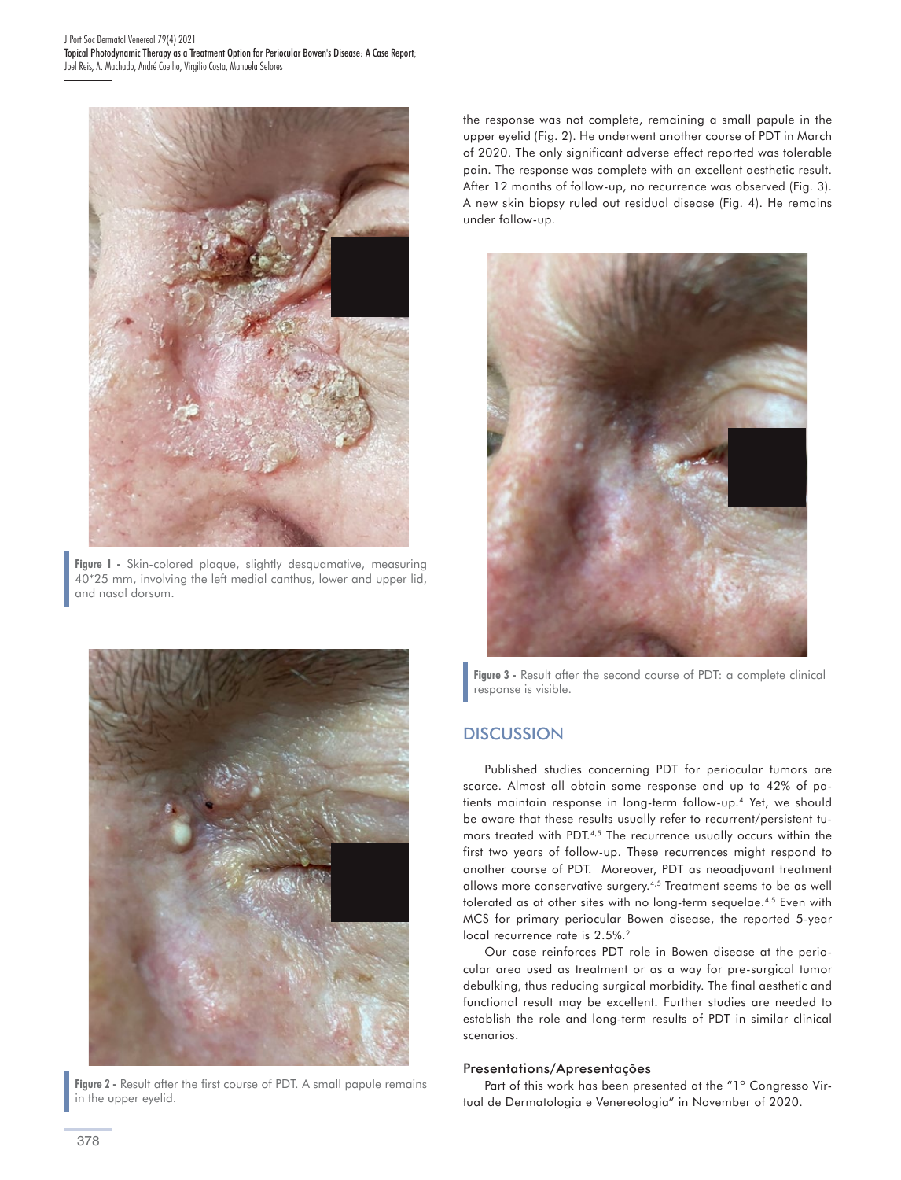Figure 1 - Skin-colored plaque, slightly desquamative, measuring 40*25 mm, involving the left medial canthus, lower and upper lid, and nasal dorsum.

Figure 2 - Result after the first course of PDT. A small papule remains in the upper eyelid.

the response was not complete, remaining a small papule in the upper eyelid (Fig. 2). He underwent another course of PDT in March of 2020. The only significant adverse effect reported was tolerable pain. The response was complete with an excellent aesthetic result. After 12 months of follow-up, no recurrence was observed (Fig. 3). A new skin biopsy ruled out residual disease (Fig. 4). He remains under follow-up.

Figure 3 - Result after the second course of PDT: a complete clinical response is visible.

## DISCUSSION

Published studies concerning PDT for periocular tumors are scarce. Almost all obtain some response and up to 42% of patients maintain response in long-term follow-up.[4] Yet, we should be aware that these results usually refer to recurrent/persistent tumors treated with PDT.[4,5] The recurrence usually occurs within the first two years of follow-up. These recurrences might respond to another course of PDT. Moreover, PDT as neoadjuvant treatment allows more conservative surgery.[4,5] Treatment seems to be as well tolerated as at other sites with no long-term sequelae.[4,5] Even with MCS for primary periocular Bowen disease, the reported 5-year local recurrence rate is 2.5%.[2]

Our case reinforces PDT role in Bowen disease at the periocular area used as treatment or as a way for pre-surgical tumor debulking, thus reducing surgical morbidity. The final aesthetic and functional result may be excellent. Further studies are needed to establish the role and long-term results of PDT in similar clinical scenarios.

### Presentations/Apresentações

Part of this work has been presented at the "1º Congresso Virtual de Dermatologia e Venereologia" in November of 2020.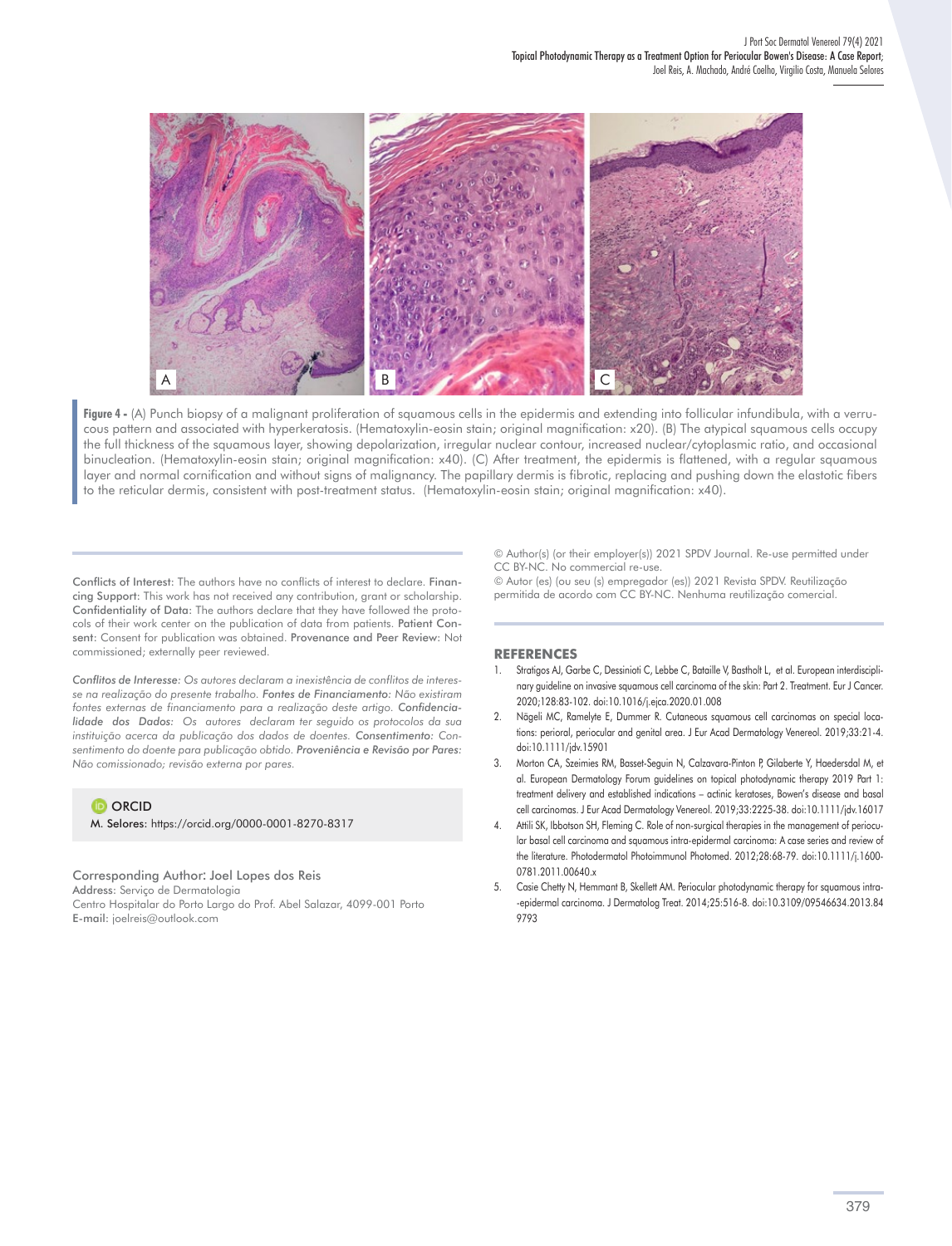**Figure 4 -** (A) Punch biopsy of a malignant proliferation of squamous cells in the epidermis and extending into follicular infundibula, with a verrucous pattern and associated with hyperkeratosis. (Hematoxylin-eosin stain; original magnification: x20). (B) The atypical squamous cells occupy the full thickness of the squamous layer, showing depolarization, irregular nuclear contour, increased nuclear/cytoplasmic ratio, and occasional binucleation. (Hematoxylin-eosin stain; original magnification: x40). (C) After treatment, the epidermis is flattened, with a regular squamous layer and normal cornification and without signs of malignancy. The papillary dermis is fibrotic, replacing and pushing down the elastotic fibers to the reticular dermis, consistent with post-treatment status. (Hematoxylin-eosin stain; original magnification: x40).

Conflicts of Interest: The authors have no conflicts of interest to declare. Financing Support: This work has not received any contribution, grant or scholarship. Confidentiality of Data: The authors declare that they have followed the protocols of their work center on the publication of data from patients. Patient Consent: Consent for publication was obtained. Provenance and Peer Review: Not commissioned; externally peer reviewed.

*Conflitos de Interesse: Os autores declaram a inexistência de conflitos de interesse na realização do presente trabalho. Fontes de Financiamento: Não existiram fontes externas de financiamento para a realização deste artigo. Confidencialidade dos Dados: Os autores declaram ter seguido os protocolos da sua instituição acerca da publicação dos dados de doentes. Consentimento: Consentimento do doente para publicação obtido. Proveniência e Revisão por Pares: Não comissionado; revisão externa por pares.*

**ORCID**
M. Selores: https://orcid.org/0000-0001-8270-8317

Corresponding Author: Joel Lopes dos Reis
Address: Serviço de Dermatologia
Centro Hospitalar do Porto Largo do Prof. Abel Salazar, 4099-001 Porto
E-mail: joelreis@outlook.com

© Author(s) (or their employer(s)) 2021 SPDV Journal. Re-use permitted under CC BY-NC. No commercial re-use.
© Autor (es) (ou seu (s) empregador (es)) 2021 Revista SPDV. Reutilização permitida de acordo com CC BY-NC. Nenhuma reutilização comercial.

## REFERENCES

1. Stratigos AJ, Garbe C, Dessinioti C, Lebbe C, Bataille V, Bastholt L, et al. European interdisciplinary guideline on invasive squamous cell carcinoma of the skin: Part 2. Treatment. Eur J Cancer. 2020;128:83-102. doi:10.1016/j.ejca.2020.01.008
2. Nägeli MC, Ramelyte E, Dummer R. Cutaneous squamous cell carcinomas on special locations: perioral, periocular and genital area. J Eur Acad Dermatology Venereol. 2019;33:21-4. doi:10.1111/jdv.15901
3. Morton CA, Szeimies RM, Basset-Seguin N, Calzavara-Pinton P, Gilaberte Y, Haedersdal M, et al. European Dermatology Forum guidelines on topical photodynamic therapy 2019 Part 1: treatment delivery and established indications – actinic keratoses, Bowen's disease and basal cell carcinomas. J Eur Acad Dermatology Venereol. 2019;33:2225-38. doi:10.1111/jdv.16017
4. Attili SK, Ibbotson SH, Fleming C. Role of non-surgical therapies in the management of periocular basal cell carcinoma and squamous intra-epidermal carcinoma: A case series and review of the literature. Photodermatol Photoimmunol Photomed. 2012;28:68-79. doi:10.1111/j.1600-0781.2011.00640.x
5. Casie Chetty N, Hemmant B, Skellett AM. Periocular photodynamic therapy for squamous intra-epidermal carcinoma. J Dermatolog Treat. 2014;25:516-8. doi:10.3109/09546634.2013.849793